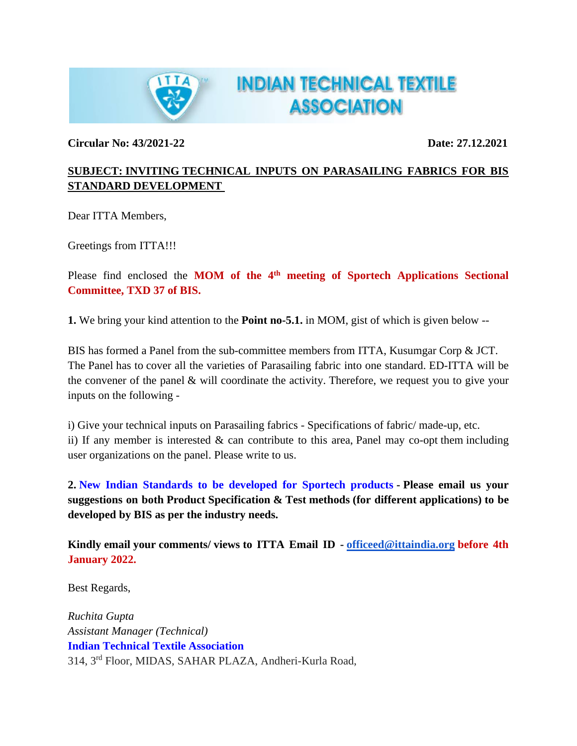**INDIAN TECHNICAL TEXTILE ASSOCIATION**

**Circular No: 43/2021-22** **Date: 27.12.2021**

**SUBJECT: INVITING TECHNICAL INPUTS ON PARASAILING FABRICS FOR BIS STANDARD DEVELOPMENT**

Dear ITTA Members,

Greetings from ITTA!!!

Please find enclosed the **MOM of the 4th meeting of Sportech Applications Sectional Committee, TXD 37 of BIS.**

**1.** We bring your kind attention to the **Point no-5.1.** in MOM, gist of which is given below --

BIS has formed a Panel from the sub-committee members from ITTA, Kusumgar Corp & JCT. The Panel has to cover all the varieties of Parasailing fabric into one standard. ED-ITTA will be the convener of the panel & will coordinate the activity. Therefore, we request you to give your inputs on the following -

i) Give your technical inputs on Parasailing fabrics - Specifications of fabric/ made-up, etc.
ii) If any member is interested & can contribute to this area, Panel may co-opt them including user organizations on the panel. Please write to us.

**2. New Indian Standards to be developed for Sportech products - Please email us your suggestions on both Product Specification & Test methods (for different applications) to be developed by BIS as per the industry needs.**

**Kindly email your comments/ views to ITTA Email ID - officeed@ittaindia.org before 4th January 2022.**

Best Regards,

*Ruchita Gupta*
*Assistant Manager (Technical)*
**Indian Technical Textile Association**
314, 3rd Floor, MIDAS, SAHAR PLAZA, Andheri-Kurla Road,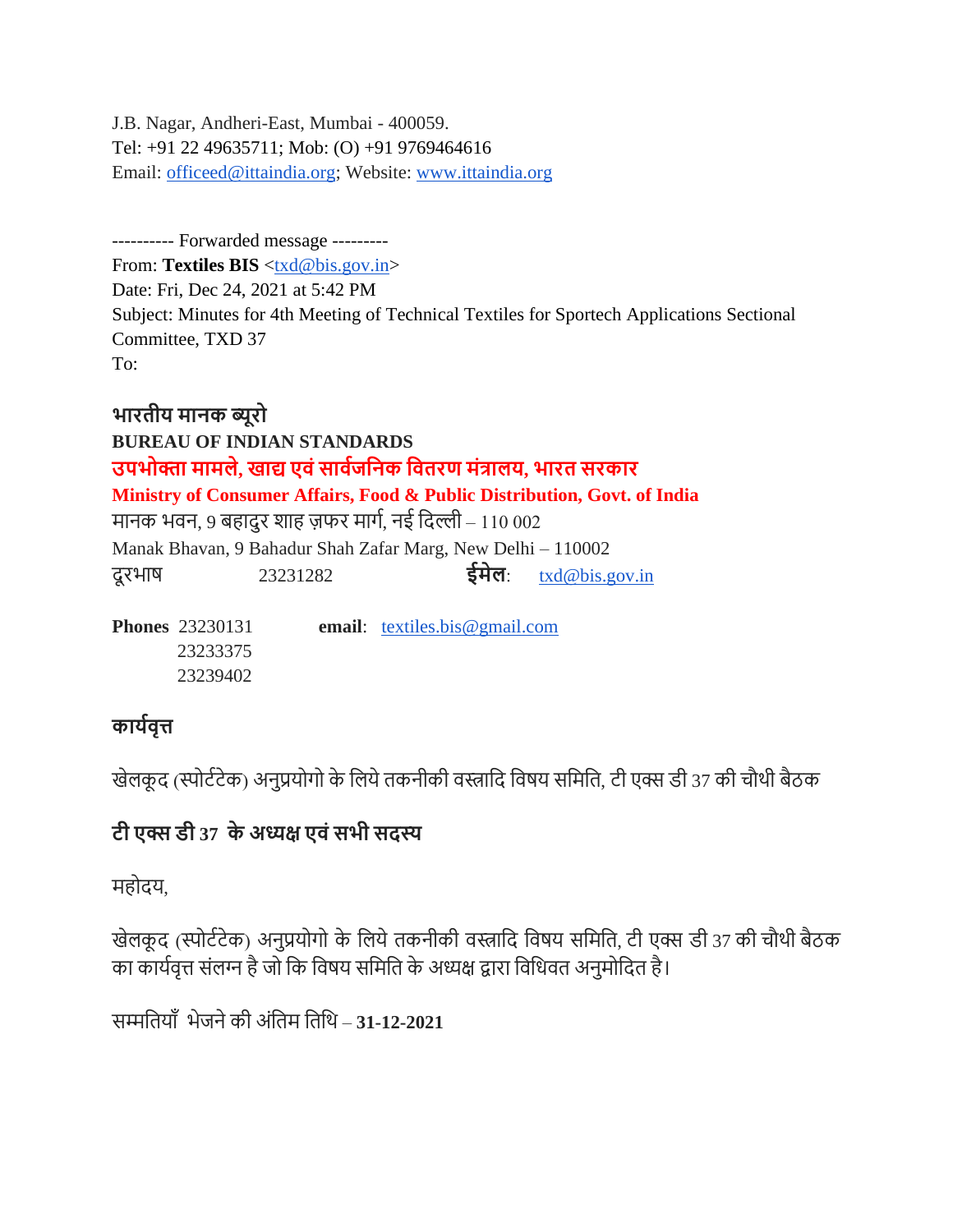J.B. Nagar, Andheri-East, Mumbai - 400059.
Tel: +91 22 49635711; Mob: (O) +91 9769464616
Email: officeed@ittaindia.org; Website: www.ittaindia.org

---------- Forwarded message ---------
From: **Textiles BIS** <txd@bis.gov.in>
Date: Fri, Dec 24, 2021 at 5:42 PM
Subject: Minutes for 4th Meeting of Technical Textiles for Sportech Applications Sectional Committee, TXD 37
To:

**भारतीय मानक ब्यूरो**
**BUREAU OF INDIAN STANDARDS**
**उपभोक्ता मामले, खाद्य एवं सार्वजनिक वितरण मंत्रालय, भारत सरकार**
**Ministry of Consumer Affairs, Food & Public Distribution, Govt. of India**
मानक भवन, 9 बहादुर शाह ज़फर मार्ग, नई दिल्ली – 110 002
Manak Bhavan, 9 Bahadur Shah Zafar Marg, New Delhi – 110002
दूरभाष 23231282 **ईमेल**: txd@bis.gov.in

**Phones** 23230131 **email**: textiles.bis@gmail.com
23233375
23239402

## कार्यवृत्त

खेलकूद (स्पोर्टटेक) अनुप्रयोगो के लिये तकनीकी वस्त्रादि विषय समिति, टी एक्स डी 37 की चौथी बैठक

## टी एक्स डी 37 के अध्यक्ष एवं सभी सदस्य

महोदय,

खेलकूद (स्पोर्टटेक) अनुप्रयोगो के लिये तकनीकी वस्त्रादि विषय समिति, टी एक्स डी 37 की चौथी बैठक का कार्यवृत्त संलग्न है जो कि विषय समिति के अध्यक्ष द्वारा विधिवत अनुमोदित है।

सम्मतियाँ भेजने की अंतिम तिथि – **31-12-2021**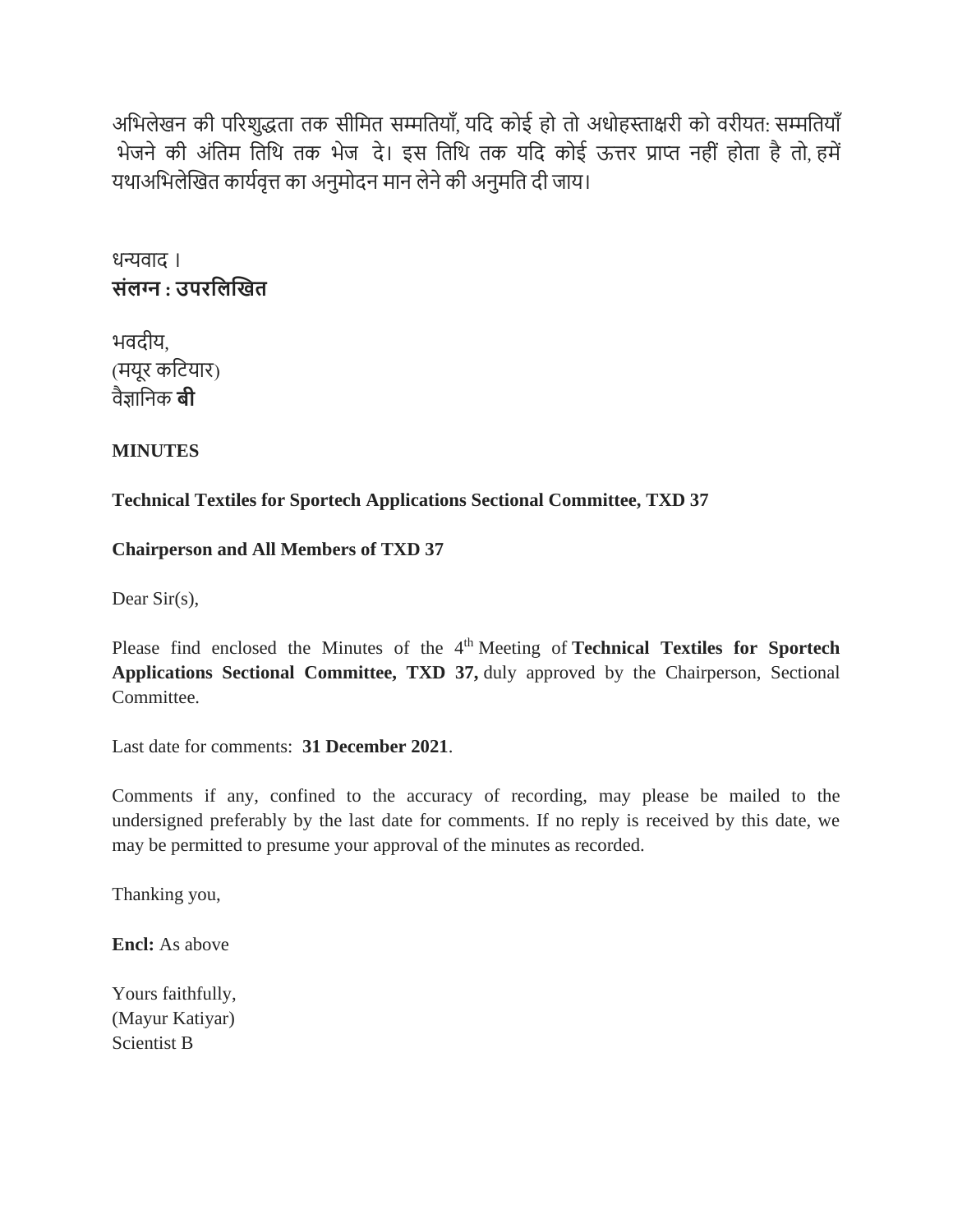अभिलेखन की परिशुद्धता तक सीमित सम्मतियाँ, यदि कोई हो तो अधोहस्ताक्षरी को वरीयत: सम्मतियाँ भेजने की अंतिम तिथि तक भेज दे। इस तिथि तक यदि कोई ऊत्तर प्राप्त नहीं होता है तो, हमें यथाअभिलेखित कार्यवृत्त का अनुमोदन मान लेने की अनुमति दी जाय।

धन्यवाद ।

**संलग्न : उपरलिखित**

भवदीय,
(मयूर कटियार)
वैज्ञानिक **बी**

**MINUTES**

**Technical Textiles for Sportech Applications Sectional Committee, TXD 37**

**Chairperson and All Members of TXD 37**

Dear Sir(s),

Please find enclosed the Minutes of the 4th Meeting of **Technical Textiles for Sportech Applications Sectional Committee, TXD 37,** duly approved by the Chairperson, Sectional Committee.

Last date for comments: **31 December 2021**.

Comments if any, confined to the accuracy of recording, may please be mailed to the undersigned preferably by the last date for comments. If no reply is received by this date, we may be permitted to presume your approval of the minutes as recorded.

Thanking you,

**Encl:** As above

Yours faithfully,
(Mayur Katiyar)
Scientist B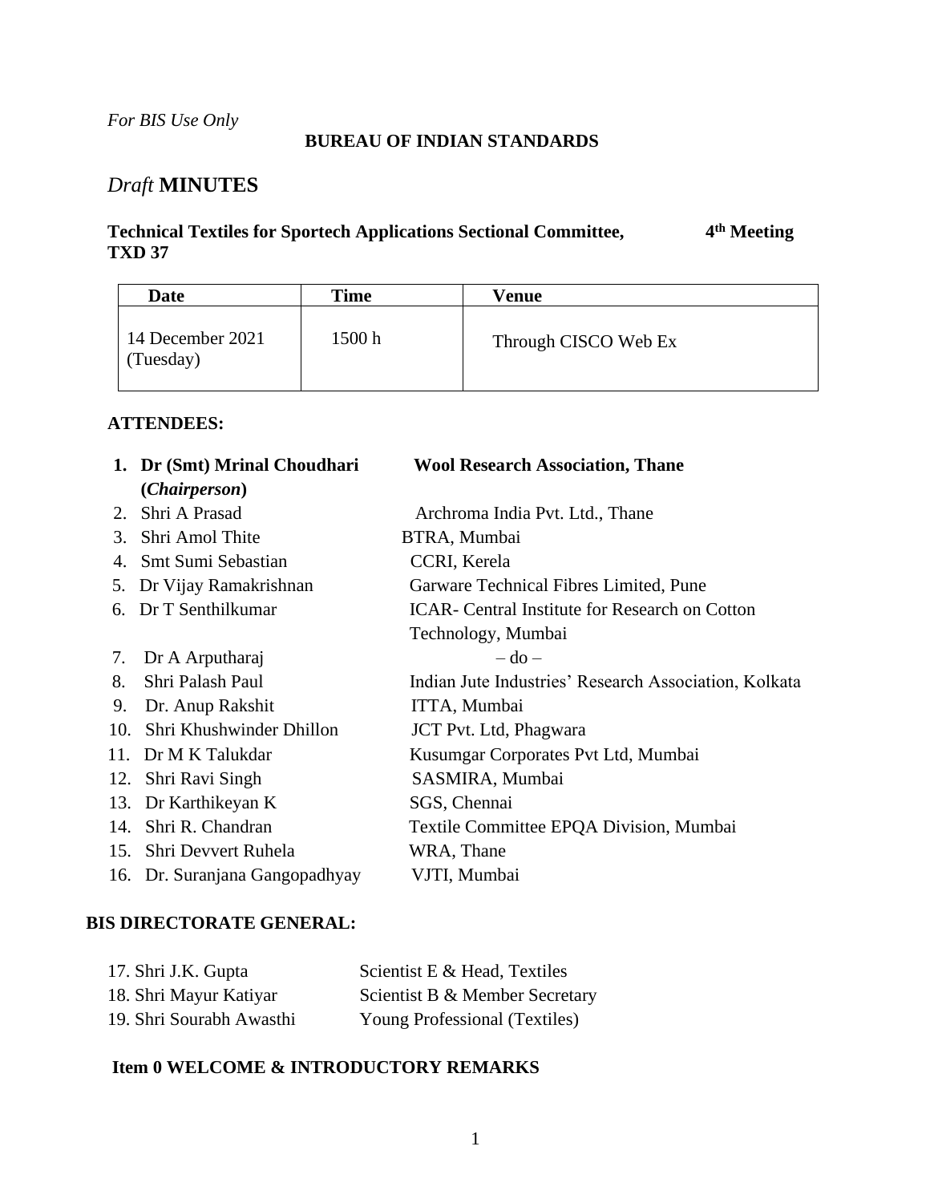*For BIS Use Only*

**BUREAU OF INDIAN STANDARDS**

# *Draft* MINUTES

**Technical Textiles for Sportech Applications Sectional Committee, TXD 37** **4th Meeting**

| Date | Time | Venue |
|---|---|---|
| 14 December 2021 (Tuesday) | 1500 h | Through CISCO Web Ex |

**ATTENDEES:**

| | Name | Organization |
|---|---|---|
| **1.** | **Dr (Smt) Mrinal Choudhari (*Chairperson*)** | **Wool Research Association, Thane** |
| 2. | Shri A Prasad | Archroma India Pvt. Ltd., Thane |
| 3. | Shri Amol Thite | BTRA, Mumbai |
| 4. | Smt Sumi Sebastian | CCRI, Kerela |
| 5. | Dr Vijay Ramakrishnan | Garware Technical Fibres Limited, Pune |
| 6. | Dr T Senthilkumar | ICAR- Central Institute for Research on Cotton Technology, Mumbai |
| 7. | Dr A Arputharaj | – do – |
| 8. | Shri Palash Paul | Indian Jute Industries' Research Association, Kolkata |
| 9. | Dr. Anup Rakshit | ITTA, Mumbai |
| 10. | Shri Khushwinder Dhillon | JCT Pvt. Ltd, Phagwara |
| 11. | Dr M K Talukdar | Kusumgar Corporates Pvt Ltd, Mumbai |
| 12. | Shri Ravi Singh | SASMIRA, Mumbai |
| 13. | Dr Karthikeyan K | SGS, Chennai |
| 14. | Shri R. Chandran | Textile Committee EPQA Division, Mumbai |
| 15. | Shri Devvert Ruhela | WRA, Thane |
| 16. | Dr. Suranjana Gangopadhyay | VJTI, Mumbai |

**BIS DIRECTORATE GENERAL:**

| | Name | Designation |
|---|---|---|
| 17. | Shri J.K. Gupta | Scientist E & Head, Textiles |
| 18. | Shri Mayur Katiyar | Scientist B & Member Secretary |
| 19. | Shri Sourabh Awasthi | Young Professional (Textiles) |

**Item 0 WELCOME & INTRODUCTORY REMARKS**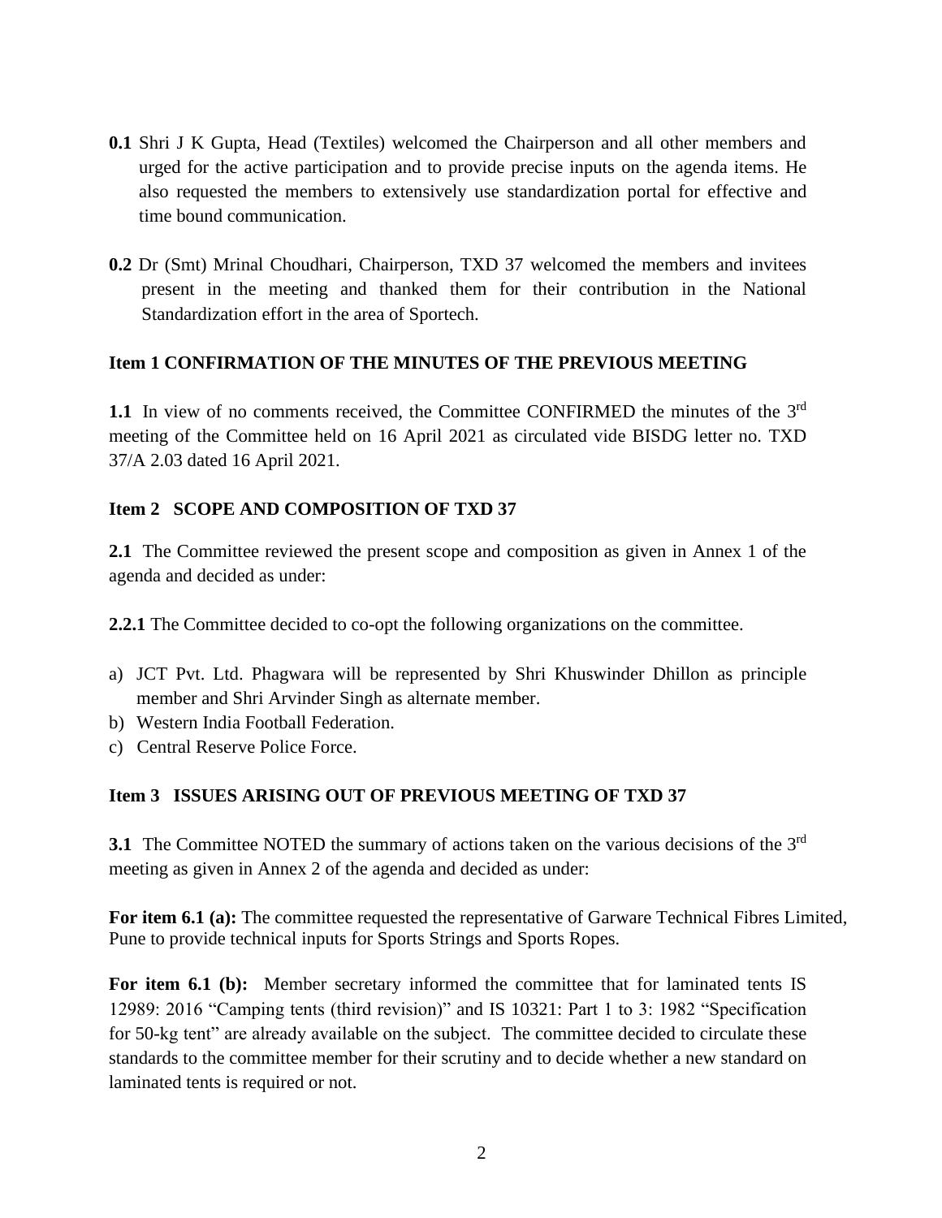**0.1** Shri J K Gupta, Head (Textiles) welcomed the Chairperson and all other members and urged for the active participation and to provide precise inputs on the agenda items. He also requested the members to extensively use standardization portal for effective and time bound communication.

**0.2** Dr (Smt) Mrinal Choudhari, Chairperson, TXD 37 welcomed the members and invitees present in the meeting and thanked them for their contribution in the National Standardization effort in the area of Sportech.

**Item 1 CONFIRMATION OF THE MINUTES OF THE PREVIOUS MEETING**

**1.1** In view of no comments received, the Committee CONFIRMED the minutes of the 3rd meeting of the Committee held on 16 April 2021 as circulated vide BISDG letter no. TXD 37/A 2.03 dated 16 April 2021.

**Item 2 SCOPE AND COMPOSITION OF TXD 37**

**2.1** The Committee reviewed the present scope and composition as given in Annex 1 of the agenda and decided as under:

**2.2.1** The Committee decided to co-opt the following organizations on the committee.

a) JCT Pvt. Ltd. Phagwara will be represented by Shri Khuswinder Dhillon as principle member and Shri Arvinder Singh as alternate member.
b) Western India Football Federation.
c) Central Reserve Police Force.

**Item 3 ISSUES ARISING OUT OF PREVIOUS MEETING OF TXD 37**

**3.1** The Committee NOTED the summary of actions taken on the various decisions of the 3rd meeting as given in Annex 2 of the agenda and decided as under:

**For item 6.1 (a):** The committee requested the representative of Garware Technical Fibres Limited, Pune to provide technical inputs for Sports Strings and Sports Ropes.

**For item 6.1 (b):** Member secretary informed the committee that for laminated tents IS 12989: 2016 “Camping tents (third revision)” and IS 10321: Part 1 to 3: 1982 “Specification for 50-kg tent” are already available on the subject. The committee decided to circulate these standards to the committee member for their scrutiny and to decide whether a new standard on laminated tents is required or not.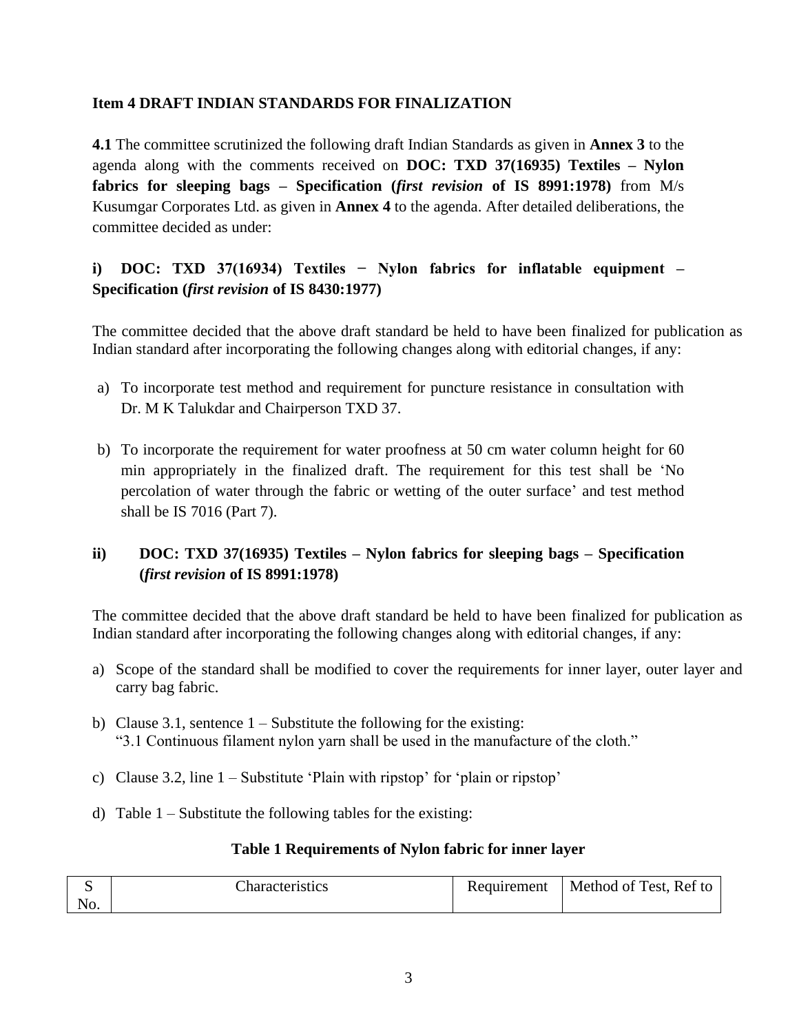**Item 4 DRAFT INDIAN STANDARDS FOR FINALIZATION**

**4.1** The committee scrutinized the following draft Indian Standards as given in **Annex 3** to the agenda along with the comments received on **DOC: TXD 37(16935) Textiles – Nylon fabrics for sleeping bags – Specification (*first revision* of IS 8991:1978)** from M/s Kusumgar Corporates Ltd. as given in **Annex 4** to the agenda. After detailed deliberations, the committee decided as under:

**i) DOC: TXD 37(16934) Textiles − Nylon fabrics for inflatable equipment – Specification (*first revision* of IS 8430:1977)**

The committee decided that the above draft standard be held to have been finalized for publication as Indian standard after incorporating the following changes along with editorial changes, if any:

a) To incorporate test method and requirement for puncture resistance in consultation with Dr. M K Talukdar and Chairperson TXD 37.

b) To incorporate the requirement for water proofness at 50 cm water column height for 60 min appropriately in the finalized draft. The requirement for this test shall be 'No percolation of water through the fabric or wetting of the outer surface' and test method shall be IS 7016 (Part 7).

**ii) DOC: TXD 37(16935) Textiles – Nylon fabrics for sleeping bags – Specification (*first revision* of IS 8991:1978)**

The committee decided that the above draft standard be held to have been finalized for publication as Indian standard after incorporating the following changes along with editorial changes, if any:

a) Scope of the standard shall be modified to cover the requirements for inner layer, outer layer and carry bag fabric.

b) Clause 3.1, sentence 1 – Substitute the following for the existing:
"3.1 Continuous filament nylon yarn shall be used in the manufacture of the cloth."

c) Clause 3.2, line 1 – Substitute 'Plain with ripstop' for 'plain or ripstop'

d) Table 1 – Substitute the following tables for the existing:

**Table 1 Requirements of Nylon fabric for inner layer**

| S No. | Characteristics | Requirement | Method of Test, Ref to |
|---|---|---|---|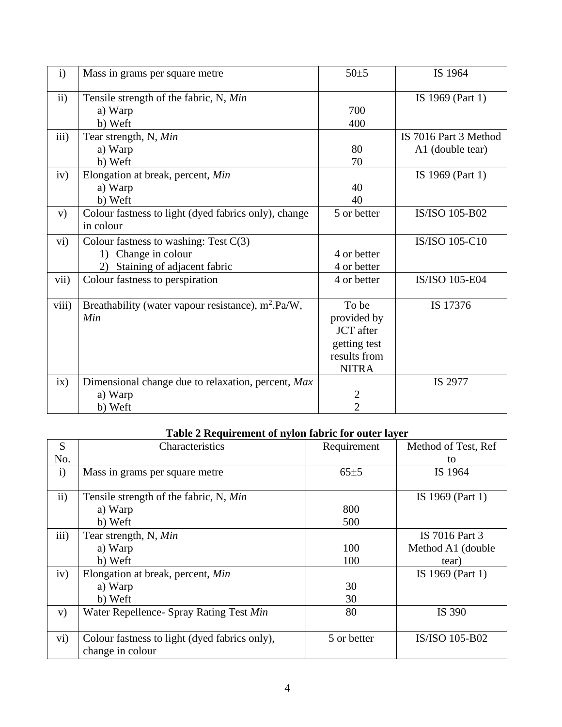| | | | |
|---|---|---|---|
| i) | Mass in grams per square metre | 50±5 | IS 1964 |
| ii) | Tensile strength of the fabric, N, *Min*<br>a) Warp<br>b) Weft | <br>700<br>400 | IS 1969 (Part 1) |
| iii) | Tear strength, N, *Min*<br>a) Warp<br>b) Weft | <br>80<br>70 | IS 7016 Part 3 Method A1 (double tear) |
| iv) | Elongation at break, percent, *Min*<br>a) Warp<br>b) Weft | <br>40<br>40 | IS 1969 (Part 1) |
| v) | Colour fastness to light (dyed fabrics only), change in colour | 5 or better | IS/ISO 105-B02 |
| vi) | Colour fastness to washing: Test C(3)<br>1) Change in colour<br>2) Staining of adjacent fabric | <br>4 or better<br>4 or better | IS/ISO 105-C10 |
| vii) | Colour fastness to perspiration | 4 or better | IS/ISO 105-E04 |
| viii) | Breathability (water vapour resistance), $m^2$.Pa/W, *Min* | To be provided by JCT after getting test results from NITRA | IS 17376 |
| ix) | Dimensional change due to relaxation, percent, *Max*<br>a) Warp<br>b) Weft | <br>2<br>2 | IS 2977 |

**Table 2 Requirement of nylon fabric for outer layer**

| S No. | Characteristics | Requirement | Method of Test, Ref to |
|---|---|---|---|
| i) | Mass in grams per square metre | 65±5 | IS 1964 |
| ii) | Tensile strength of the fabric, N, *Min*<br>a) Warp<br>b) Weft | <br>800<br>500 | IS 1969 (Part 1) |
| iii) | Tear strength, N, *Min*<br>a) Warp<br>b) Weft | <br>100<br>100 | IS 7016 Part 3 Method A1 (double tear) |
| iv) | Elongation at break, percent, *Min*<br>a) Warp<br>b) Weft | <br>30<br>30 | IS 1969 (Part 1) |
| v) | Water Repellence- Spray Rating Test *Min* | 80 | IS 390 |
| vi) | Colour fastness to light (dyed fabrics only), change in colour | 5 or better | IS/ISO 105-B02 |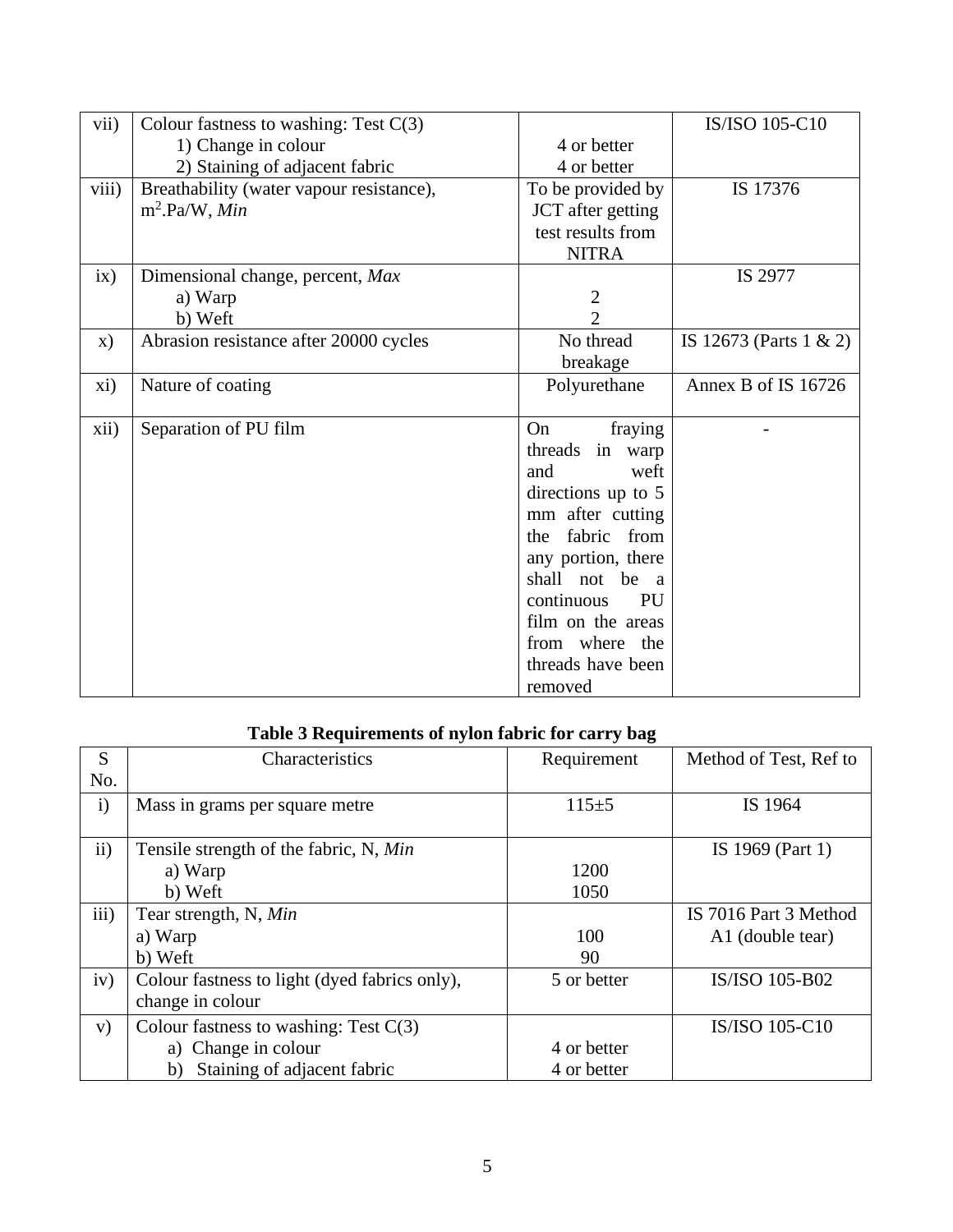| | | | |
|---|---|---|---|
| vii) | Colour fastness to washing: Test C(3)<br>1) Change in colour<br>2) Staining of adjacent fabric | <br>4 or better<br>4 or better | IS/ISO 105-C10 |
| viii) | Breathability (water vapour resistance), $m^2$.Pa/W, *Min* | To be provided by JCT after getting test results from NITRA | IS 17376 |
| ix) | Dimensional change, percent, *Max*<br>a) Warp<br>b) Weft | <br>2<br>2 | IS 2977 |
| x) | Abrasion resistance after 20000 cycles | No thread breakage | IS 12673 (Parts 1 & 2) |
| xi) | Nature of coating | Polyurethane | Annex B of IS 16726 |
| xii) | Separation of PU film | On fraying threads in warp and weft directions up to 5 mm after cutting the fabric from any portion, there shall not be a continuous PU film on the areas from where the threads have been removed | - |

**Table 3 Requirements of nylon fabric for carry bag**

| S No. | Characteristics | Requirement | Method of Test, Ref to |
|---|---|---|---|
| i) | Mass in grams per square metre | 115±5 | IS 1964 |
| ii) | Tensile strength of the fabric, N, *Min*<br>a) Warp<br>b) Weft | <br>1200<br>1050 | IS 1969 (Part 1) |
| iii) | Tear strength, N, *Min*<br>a) Warp<br>b) Weft | <br>100<br>90 | IS 7016 Part 3 Method A1 (double tear) |
| iv) | Colour fastness to light (dyed fabrics only), change in colour | 5 or better | IS/ISO 105-B02 |
| v) | Colour fastness to washing: Test C(3)<br>a) Change in colour<br>b) Staining of adjacent fabric | <br>4 or better<br>4 or better | IS/ISO 105-C10 |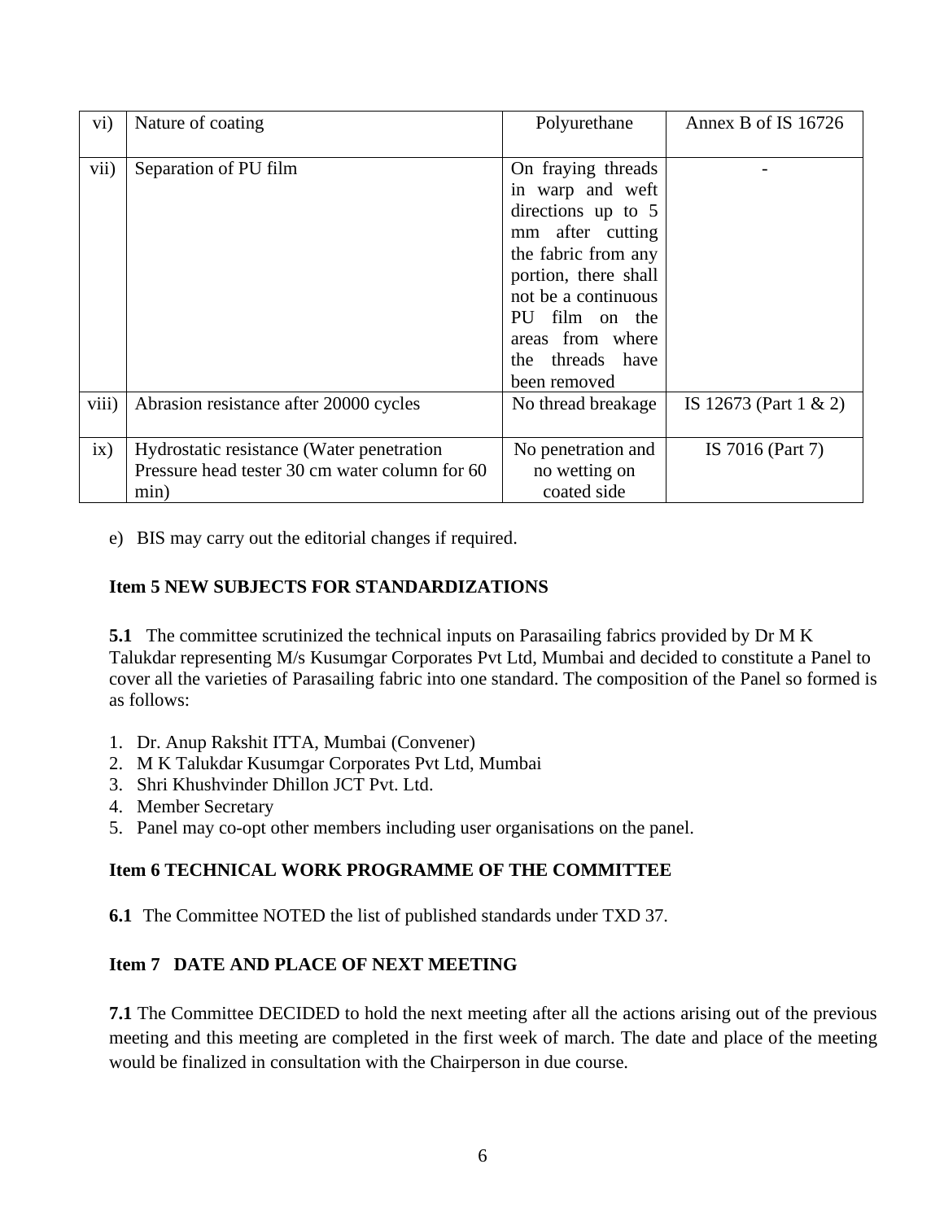| vi) | Nature of coating | Polyurethane | Annex B of IS 16726 |
|---|---|---|---|
| vii) | Separation of PU film | On fraying threads in warp and weft directions up to 5 mm after cutting the fabric from any portion, there shall not be a continuous PU film on the areas from where the threads have been removed | - |
| viii) | Abrasion resistance after 20000 cycles | No thread breakage | IS 12673 (Part 1 & 2) |
| ix) | Hydrostatic resistance (Water penetration Pressure head tester 30 cm water column for 60 min) | No penetration and no wetting on coated side | IS 7016 (Part 7) |

e) BIS may carry out the editorial changes if required.

**Item 5 NEW SUBJECTS FOR STANDARDIZATIONS**

**5.1** The committee scrutinized the technical inputs on Parasailing fabrics provided by Dr M K Talukdar representing M/s Kusumgar Corporates Pvt Ltd, Mumbai and decided to constitute a Panel to cover all the varieties of Parasailing fabric into one standard. The composition of the Panel so formed is as follows:

1. Dr. Anup Rakshit ITTA, Mumbai (Convener)
2. M K Talukdar Kusumgar Corporates Pvt Ltd, Mumbai
3. Shri Khushvinder Dhillon JCT Pvt. Ltd.
4. Member Secretary
5. Panel may co-opt other members including user organisations on the panel.

**Item 6 TECHNICAL WORK PROGRAMME OF THE COMMITTEE**

**6.1** The Committee NOTED the list of published standards under TXD 37.

**Item 7 DATE AND PLACE OF NEXT MEETING**

**7.1** The Committee DECIDED to hold the next meeting after all the actions arising out of the previous meeting and this meeting are completed in the first week of march. The date and place of the meeting would be finalized in consultation with the Chairperson in due course.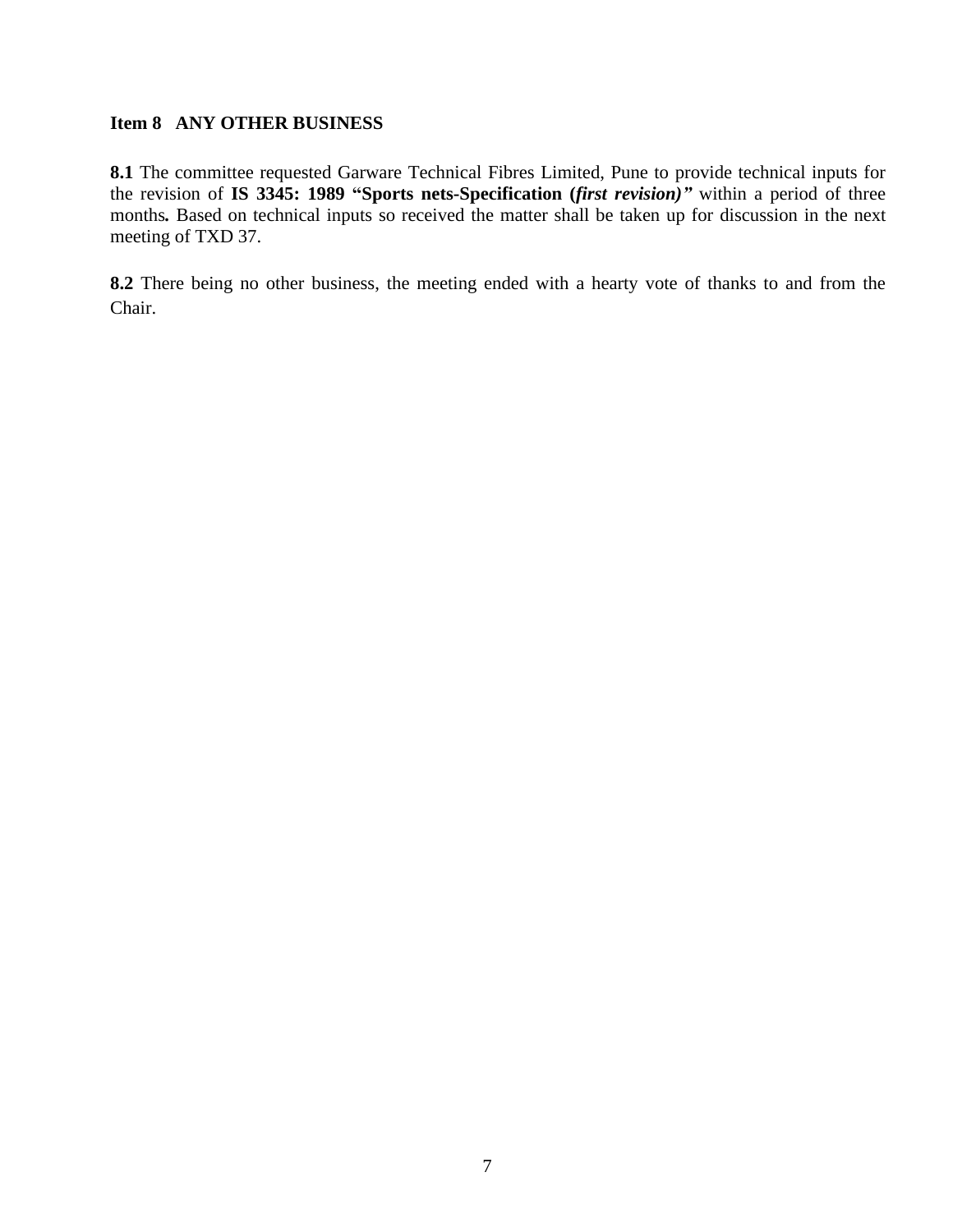**Item 8 ANY OTHER BUSINESS**

**8.1** The committee requested Garware Technical Fibres Limited, Pune to provide technical inputs for the revision of **IS 3345: 1989 "Sports nets-Specification (*first revision)*"** within a period of three months**.** Based on technical inputs so received the matter shall be taken up for discussion in the next meeting of TXD 37.

**8.2** There being no other business, the meeting ended with a hearty vote of thanks to and from the Chair.